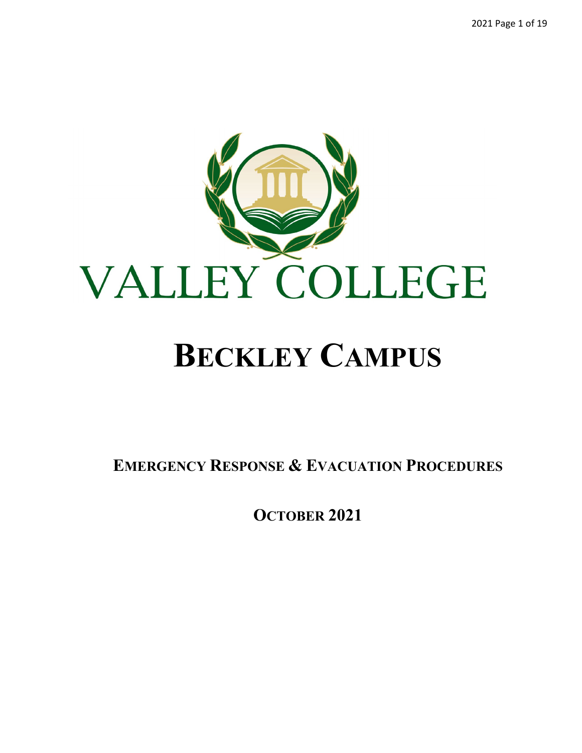# VALLEY COLLEGE

# BECKLEY CAMPUS

## EMERGENCY RESPONSE & EVACUATION PROCEDURES

## OCTOBER 2021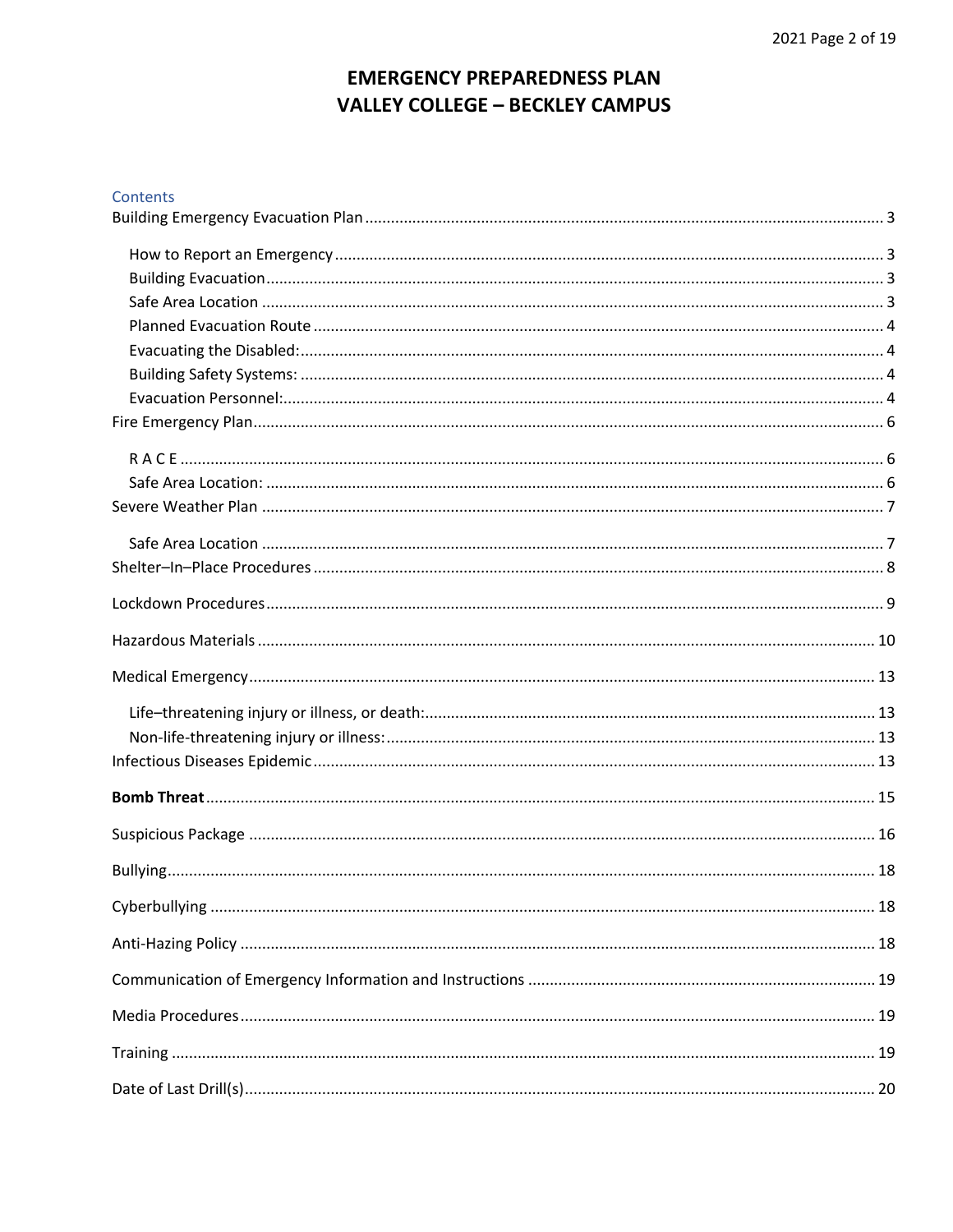# EMERGENCY PREPAREDNESS PLAN
# VALLEY COLLEGE – BECKLEY CAMPUS

Contents

Building Emergency Evacuation Plan ........................................................................................................ 3

- How to Report an Emergency ............................................................................................................. 3
- Building Evacuation ............................................................................................................................. 3
- Safe Area Location .............................................................................................................................. 3
- Planned Evacuation Route .................................................................................................................. 4
- Evacuating the Disabled: ..................................................................................................................... 4
- Building Safety Systems: ..................................................................................................................... 4
- Evacuation Personnel: ......................................................................................................................... 4

Fire Emergency Plan ................................................................................................................................. 6

- R A C E ................................................................................................................................................. 6
- Safe Area Location: ............................................................................................................................. 6

Severe Weather Plan ................................................................................................................................ 7

- Safe Area Location .............................................................................................................................. 7

Shelter–In–Place Procedures .................................................................................................................... 8

Lockdown Procedures ............................................................................................................................... 9

Hazardous Materials ............................................................................................................................... 10

Medical Emergency ................................................................................................................................. 13

- Life–threatening injury or illness, or death: ...................................................................................... 13
- Non-life-threatening injury or illness: ................................................................................................ 13

Infectious Diseases Epidemic .................................................................................................................. 13

**Bomb Threat** ........................................................................................................................................ 15

Suspicious Package ................................................................................................................................. 16

Bullying .................................................................................................................................................... 18

Cyberbullying .......................................................................................................................................... 18

Anti-Hazing Policy ................................................................................................................................... 18

Communication of Emergency Information and Instructions ................................................................ 19

Media Procedures ................................................................................................................................... 19

Training ................................................................................................................................................... 19

Date of Last Drill(s) .................................................................................................................................. 20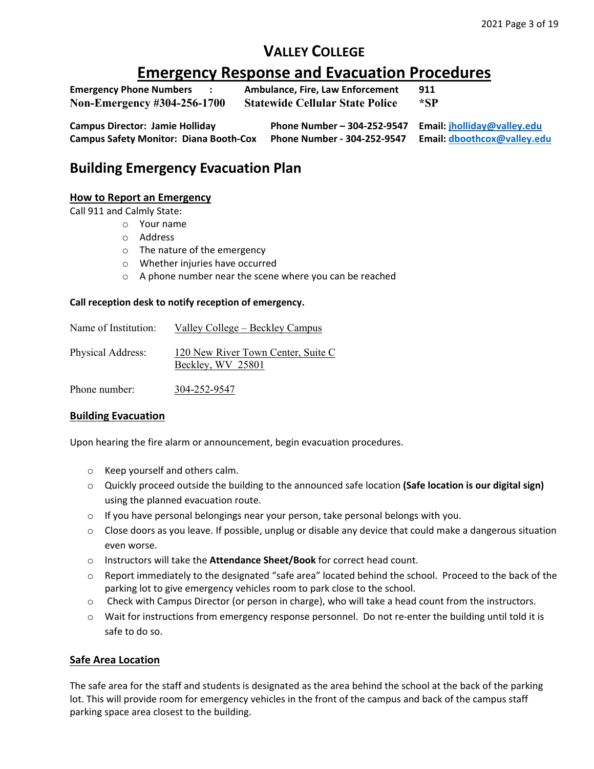# VALLEY COLLEGE

## Emergency Response and Evacuation Procedures

| | | |
|---|---|---|
| **Emergency Phone Numbers :** | **Ambulance, Fire, Law Enforcement** | **911** |
| **Non-Emergency #304-256-1700** | **Statewide Cellular State Police** | ***SP** |

| | | |
|---|---|---|
| **Campus Director: Jamie Holliday** | **Phone Number – 304-252-9547** | **Email: jholliday@valley.edu** |
| **Campus Safety Monitor: Diana Booth-Cox** | **Phone Number - 304-252-9547** | **Email: dboothcox@valley.edu** |

## Building Emergency Evacuation Plan

### How to Report an Emergency

Call 911 and Calmly State:

- Your name
- Address
- The nature of the emergency
- Whether injuries have occurred
- A phone number near the scene where you can be reached

**Call reception desk to notify reception of emergency.**

Name of Institution: Valley College – Beckley Campus

Physical Address: 120 New River Town Center, Suite C  
Beckley, WV 25801

Phone number: 304-252-9547

### Building Evacuation

Upon hearing the fire alarm or announcement, begin evacuation procedures.

- Keep yourself and others calm.
- Quickly proceed outside the building to the announced safe location **(Safe location is our digital sign)** using the planned evacuation route.
- If you have personal belongings near your person, take personal belongs with you.
- Close doors as you leave. If possible, unplug or disable any device that could make a dangerous situation even worse.
- Instructors will take the **Attendance Sheet/Book** for correct head count.
- Report immediately to the designated "safe area" located behind the school. Proceed to the back of the parking lot to give emergency vehicles room to park close to the school.
- Check with Campus Director (or person in charge), who will take a head count from the instructors.
- Wait for instructions from emergency response personnel. Do not re-enter the building until told it is safe to do so.

### Safe Area Location

The safe area for the staff and students is designated as the area behind the school at the back of the parking lot. This will provide room for emergency vehicles in the front of the campus and back of the campus staff parking space area closest to the building.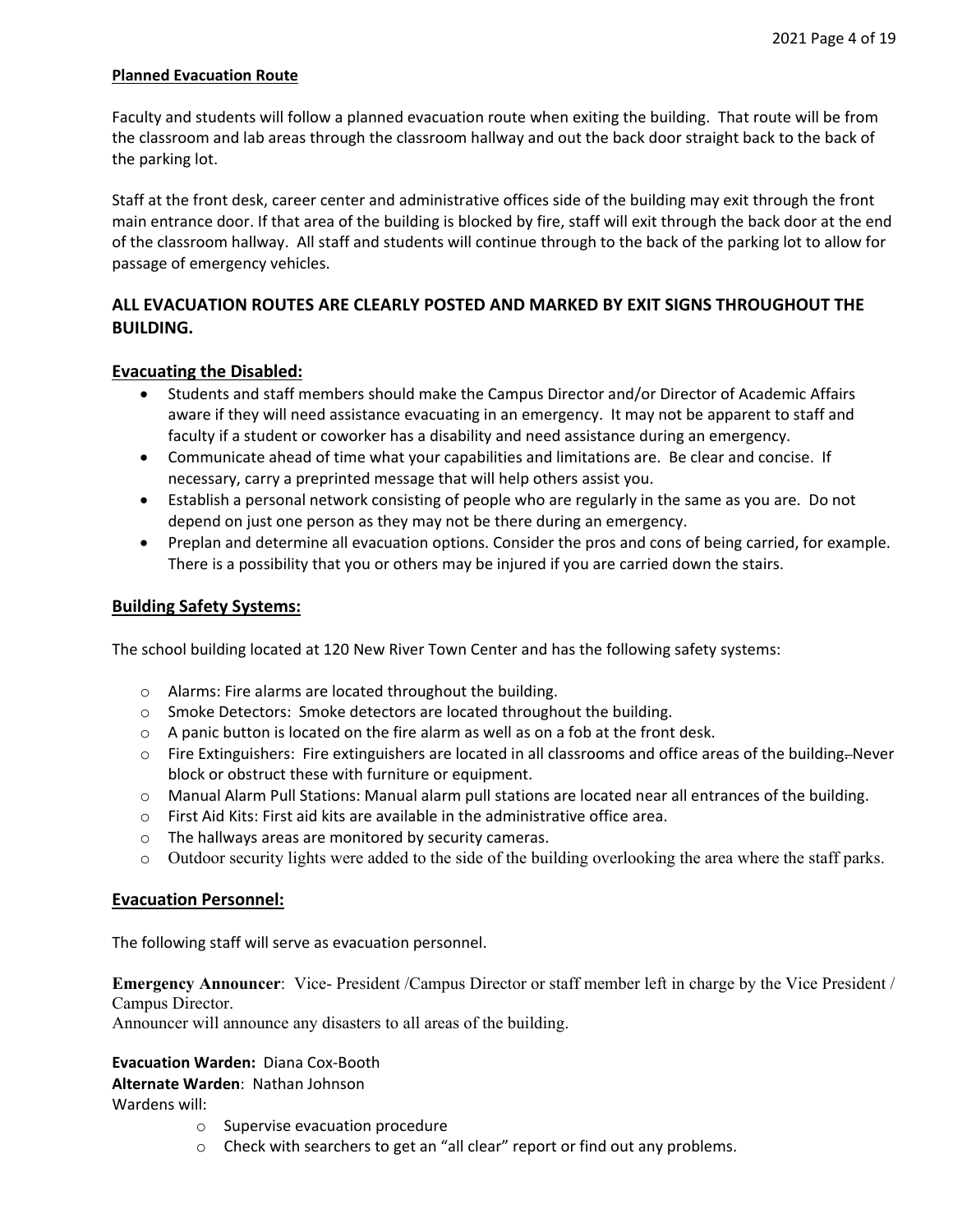**Planned Evacuation Route**

Faculty and students will follow a planned evacuation route when exiting the building. That route will be from the classroom and lab areas through the classroom hallway and out the back door straight back to the back of the parking lot.

Staff at the front desk, career center and administrative offices side of the building may exit through the front main entrance door. If that area of the building is blocked by fire, staff will exit through the back door at the end of the classroom hallway. All staff and students will continue through to the back of the parking lot to allow for passage of emergency vehicles.

## ALL EVACUATION ROUTES ARE CLEARLY POSTED AND MARKED BY EXIT SIGNS THROUGHOUT THE BUILDING.

## Evacuating the Disabled:

- Students and staff members should make the Campus Director and/or Director of Academic Affairs aware if they will need assistance evacuating in an emergency. It may not be apparent to staff and faculty if a student or coworker has a disability and need assistance during an emergency.
- Communicate ahead of time what your capabilities and limitations are. Be clear and concise. If necessary, carry a preprinted message that will help others assist you.
- Establish a personal network consisting of people who are regularly in the same as you are. Do not depend on just one person as they may not be there during an emergency.
- Preplan and determine all evacuation options. Consider the pros and cons of being carried, for example. There is a possibility that you or others may be injured if you are carried down the stairs.

## Building Safety Systems:

The school building located at 120 New River Town Center and has the following safety systems:

- Alarms: Fire alarms are located throughout the building.
- Smoke Detectors: Smoke detectors are located throughout the building.
- A panic button is located on the fire alarm as well as on a fob at the front desk.
- Fire Extinguishers: Fire extinguishers are located in all classrooms and office areas of the building. Never block or obstruct these with furniture or equipment.
- Manual Alarm Pull Stations: Manual alarm pull stations are located near all entrances of the building.
- First Aid Kits: First aid kits are available in the administrative office area.
- The hallways areas are monitored by security cameras.
- Outdoor security lights were added to the side of the building overlooking the area where the staff parks.

## Evacuation Personnel:

The following staff will serve as evacuation personnel.

**Emergency Announcer**: Vice- President /Campus Director or staff member left in charge by the Vice President / Campus Director.
Announcer will announce any disasters to all areas of the building.

**Evacuation Warden:** Diana Cox-Booth
**Alternate Warden**: Nathan Johnson
Wardens will:

- Supervise evacuation procedure
- Check with searchers to get an "all clear" report or find out any problems.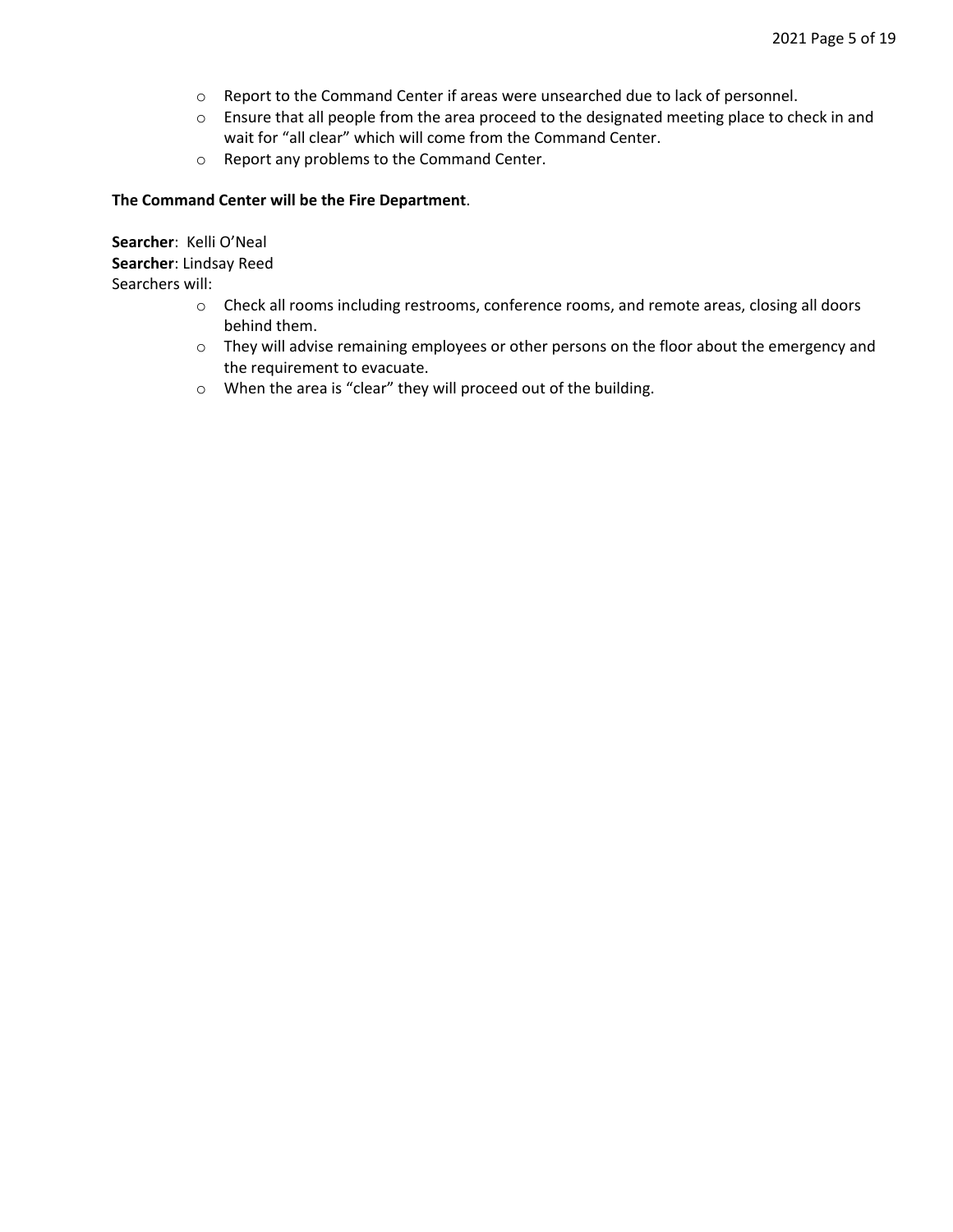- Report to the Command Center if areas were unsearched due to lack of personnel.
- Ensure that all people from the area proceed to the designated meeting place to check in and wait for "all clear" which will come from the Command Center.
- Report any problems to the Command Center.

**The Command Center will be the Fire Department**.

**Searcher**: Kelli O'Neal
**Searcher**: Lindsay Reed
Searchers will:

- Check all rooms including restrooms, conference rooms, and remote areas, closing all doors behind them.
- They will advise remaining employees or other persons on the floor about the emergency and the requirement to evacuate.
- When the area is "clear" they will proceed out of the building.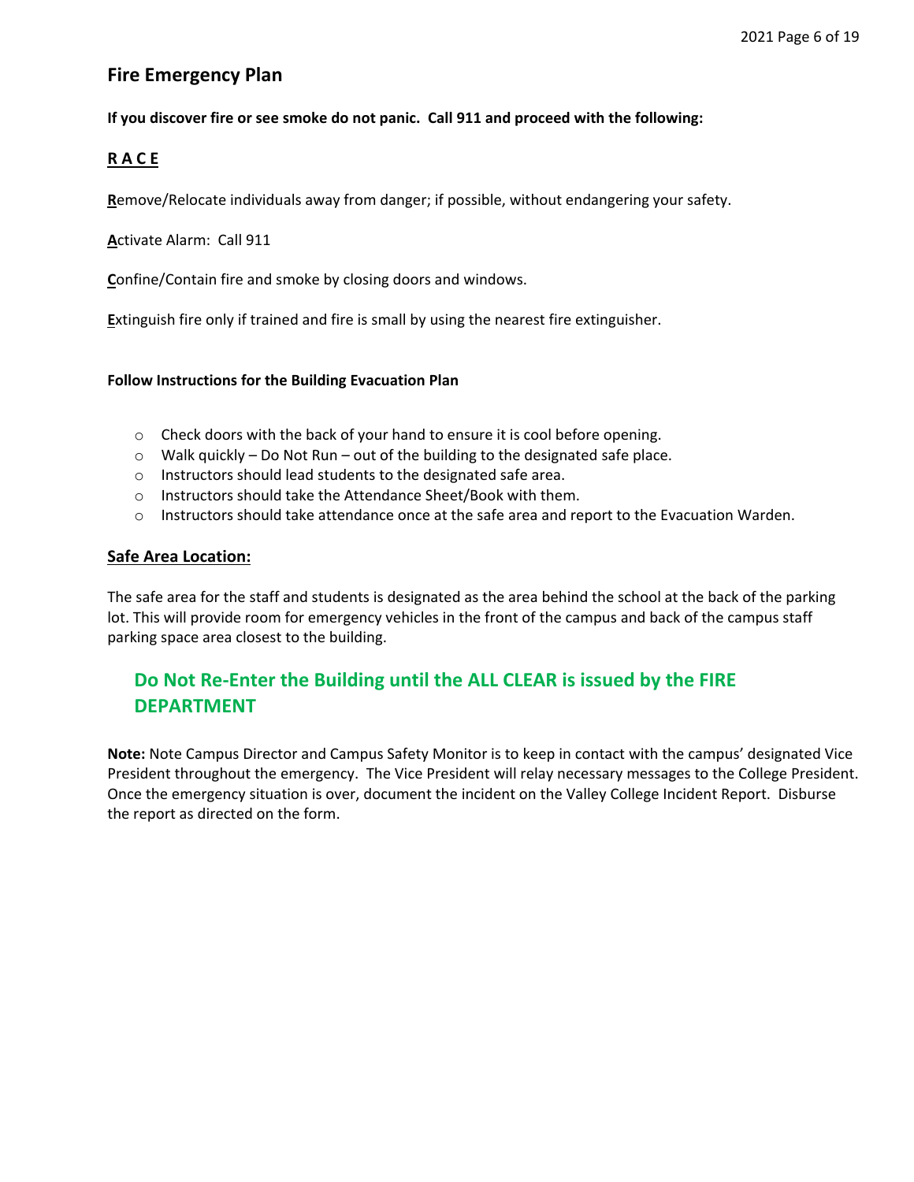## Fire Emergency Plan

**If you discover fire or see smoke do not panic. Call 911 and proceed with the following:**

**R A C E**

**R**emove/Relocate individuals away from danger; if possible, without endangering your safety.

**A**ctivate Alarm: Call 911

**C**onfine/Contain fire and smoke by closing doors and windows.

**E**xtinguish fire only if trained and fire is small by using the nearest fire extinguisher.

**Follow Instructions for the Building Evacuation Plan**

- Check doors with the back of your hand to ensure it is cool before opening.
- Walk quickly – Do Not Run – out of the building to the designated safe place.
- Instructors should lead students to the designated safe area.
- Instructors should take the Attendance Sheet/Book with them.
- Instructors should take attendance once at the safe area and report to the Evacuation Warden.

### Safe Area Location:

The safe area for the staff and students is designated as the area behind the school at the back of the parking lot. This will provide room for emergency vehicles in the front of the campus and back of the campus staff parking space area closest to the building.

### Do Not Re-Enter the Building until the ALL CLEAR is issued by the FIRE DEPARTMENT

**Note:** Note Campus Director and Campus Safety Monitor is to keep in contact with the campus' designated Vice President throughout the emergency. The Vice President will relay necessary messages to the College President. Once the emergency situation is over, document the incident on the Valley College Incident Report. Disburse the report as directed on the form.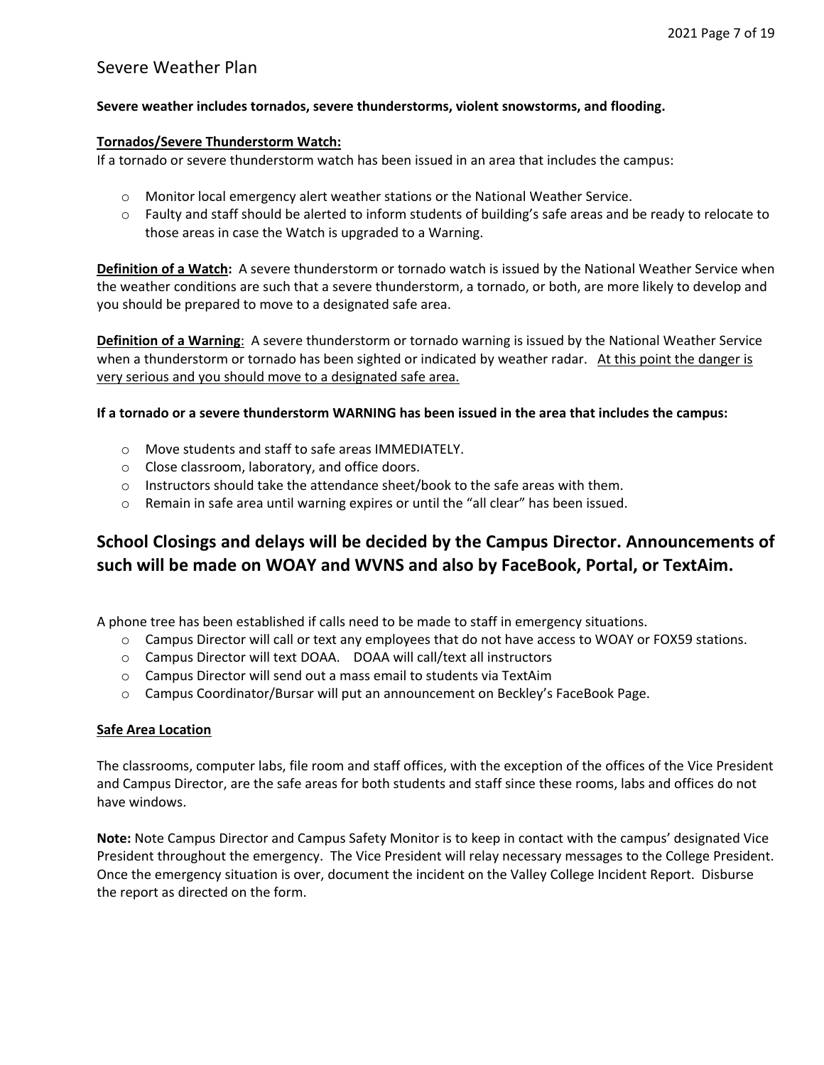## Severe Weather Plan

**Severe weather includes tornados, severe thunderstorms, violent snowstorms, and flooding.**

**Tornados/Severe Thunderstorm Watch:**

If a tornado or severe thunderstorm watch has been issued in an area that includes the campus:

- Monitor local emergency alert weather stations or the National Weather Service.
- Faulty and staff should be alerted to inform students of building's safe areas and be ready to relocate to those areas in case the Watch is upgraded to a Warning.

**Definition of a Watch:** A severe thunderstorm or tornado watch is issued by the National Weather Service when the weather conditions are such that a severe thunderstorm, a tornado, or both, are more likely to develop and you should be prepared to move to a designated safe area.

**Definition of a Warning**: A severe thunderstorm or tornado warning is issued by the National Weather Service when a thunderstorm or tornado has been sighted or indicated by weather radar. At this point the danger is very serious and you should move to a designated safe area.

**If a tornado or a severe thunderstorm WARNING has been issued in the area that includes the campus:**

- Move students and staff to safe areas IMMEDIATELY.
- Close classroom, laboratory, and office doors.
- Instructors should take the attendance sheet/book to the safe areas with them.
- Remain in safe area until warning expires or until the "all clear" has been issued.

## School Closings and delays will be decided by the Campus Director. Announcements of such will be made on WOAY and WVNS and also by FaceBook, Portal, or TextAim.

A phone tree has been established if calls need to be made to staff in emergency situations.

- Campus Director will call or text any employees that do not have access to WOAY or FOX59 stations.
- Campus Director will text DOAA. DOAA will call/text all instructors
- Campus Director will send out a mass email to students via TextAim
- Campus Coordinator/Bursar will put an announcement on Beckley's FaceBook Page.

**Safe Area Location**

The classrooms, computer labs, file room and staff offices, with the exception of the offices of the Vice President and Campus Director, are the safe areas for both students and staff since these rooms, labs and offices do not have windows.

**Note:** Note Campus Director and Campus Safety Monitor is to keep in contact with the campus' designated Vice President throughout the emergency. The Vice President will relay necessary messages to the College President. Once the emergency situation is over, document the incident on the Valley College Incident Report. Disburse the report as directed on the form.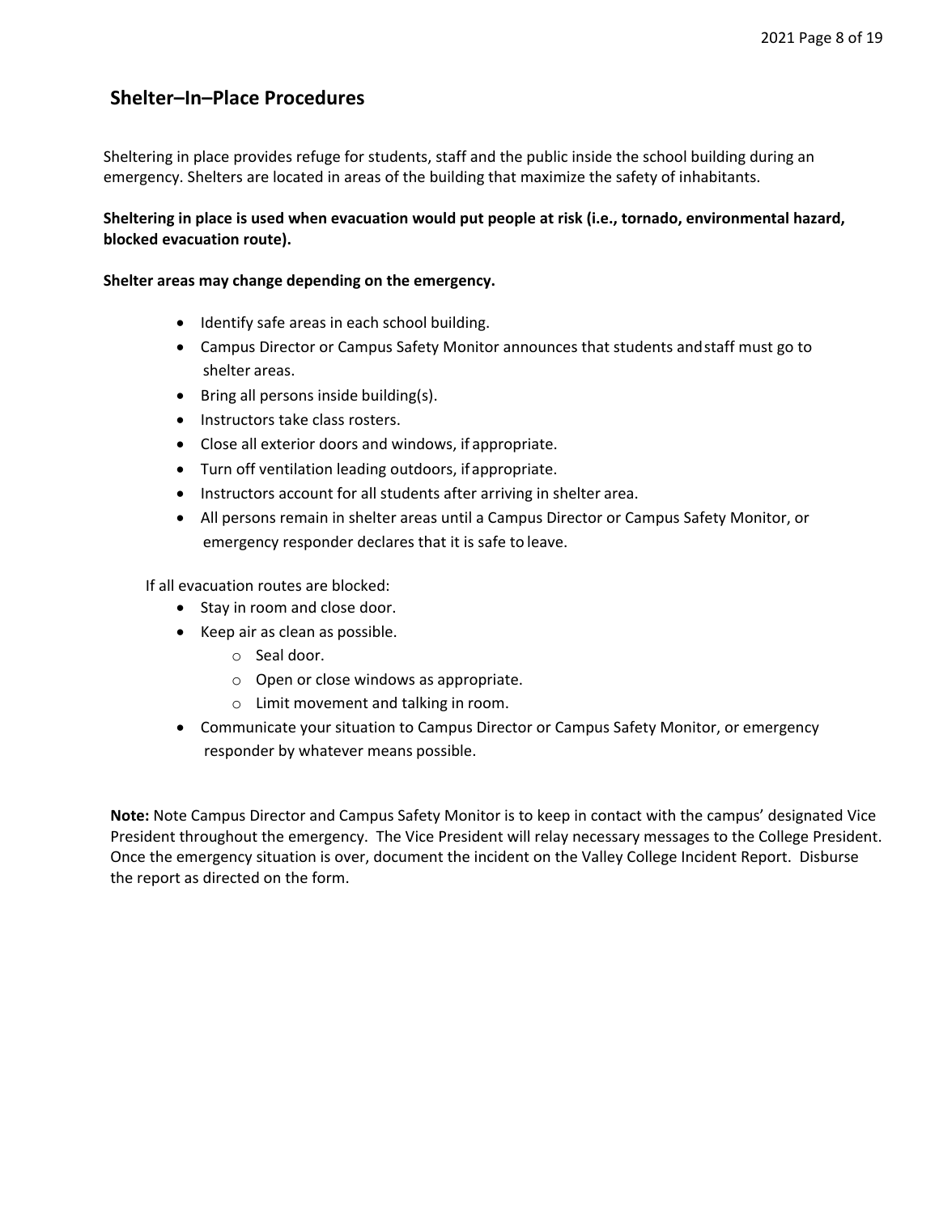## Shelter–In–Place Procedures

Sheltering in place provides refuge for students, staff and the public inside the school building during an emergency. Shelters are located in areas of the building that maximize the safety of inhabitants.

**Sheltering in place is used when evacuation would put people at risk (i.e., tornado, environmental hazard, blocked evacuation route).**

**Shelter areas may change depending on the emergency.**

- Identify safe areas in each school building.
- Campus Director or Campus Safety Monitor announces that students and staff must go to shelter areas.
- Bring all persons inside building(s).
- Instructors take class rosters.
- Close all exterior doors and windows, if appropriate.
- Turn off ventilation leading outdoors, if appropriate.
- Instructors account for all students after arriving in shelter area.
- All persons remain in shelter areas until a Campus Director or Campus Safety Monitor, or emergency responder declares that it is safe to leave.

If all evacuation routes are blocked:

- Stay in room and close door.
- Keep air as clean as possible.
  - Seal door.
  - Open or close windows as appropriate.
  - Limit movement and talking in room.
- Communicate your situation to Campus Director or Campus Safety Monitor, or emergency responder by whatever means possible.

**Note:** Note Campus Director and Campus Safety Monitor is to keep in contact with the campus' designated Vice President throughout the emergency. The Vice President will relay necessary messages to the College President. Once the emergency situation is over, document the incident on the Valley College Incident Report. Disburse the report as directed on the form.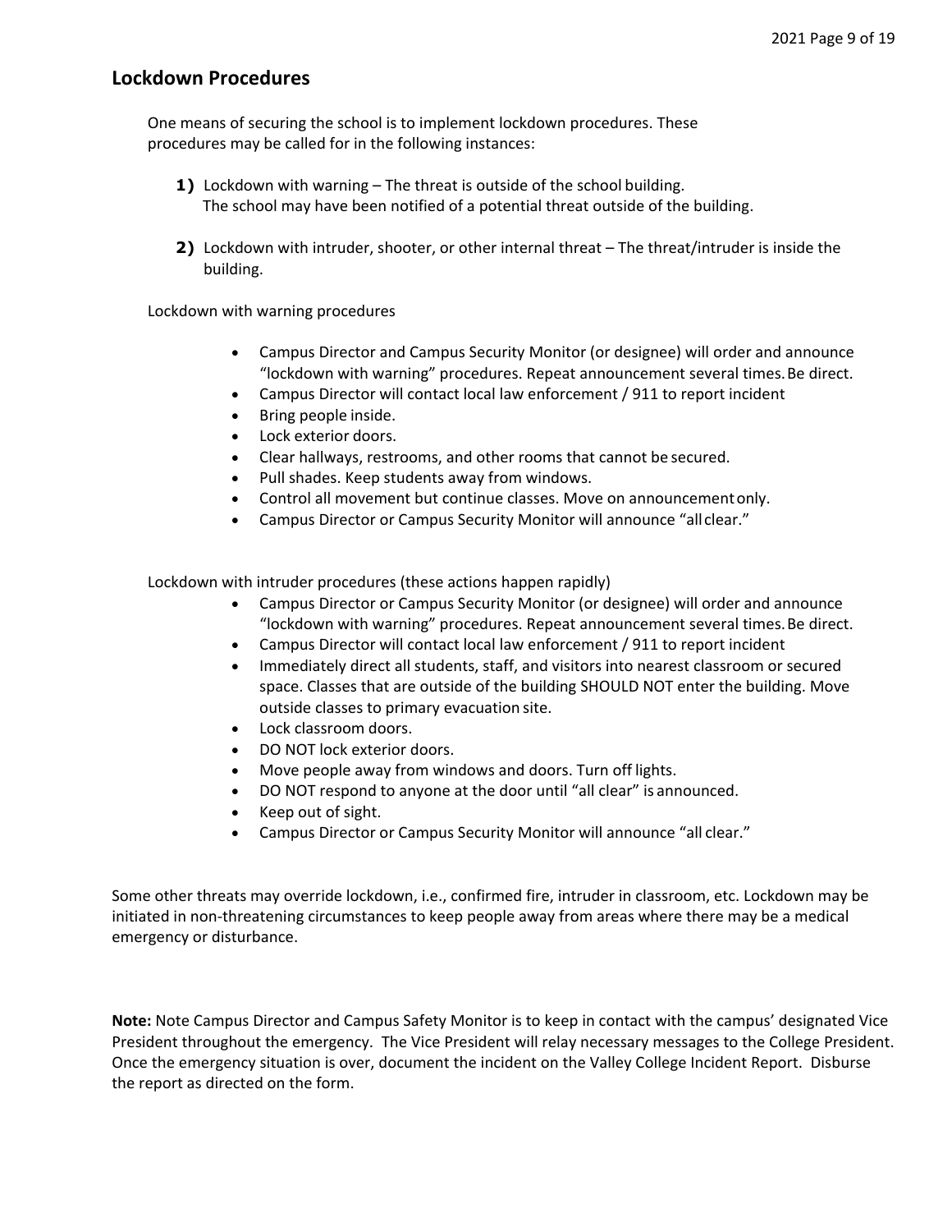## Lockdown Procedures

One means of securing the school is to implement lockdown procedures. These procedures may be called for in the following instances:

1) Lockdown with warning – The threat is outside of the school building. The school may have been notified of a potential threat outside of the building.

2) Lockdown with intruder, shooter, or other internal threat – The threat/intruder is inside the building.

Lockdown with warning procedures

- Campus Director and Campus Security Monitor (or designee) will order and announce "lockdown with warning" procedures. Repeat announcement several times. Be direct.
- Campus Director will contact local law enforcement / 911 to report incident
- Bring people inside.
- Lock exterior doors.
- Clear hallways, restrooms, and other rooms that cannot be secured.
- Pull shades. Keep students away from windows.
- Control all movement but continue classes. Move on announcement only.
- Campus Director or Campus Security Monitor will announce "all clear."

Lockdown with intruder procedures (these actions happen rapidly)

- Campus Director or Campus Security Monitor (or designee) will order and announce "lockdown with warning" procedures. Repeat announcement several times. Be direct.
- Campus Director will contact local law enforcement / 911 to report incident
- Immediately direct all students, staff, and visitors into nearest classroom or secured space. Classes that are outside of the building SHOULD NOT enter the building. Move outside classes to primary evacuation site.
- Lock classroom doors.
- DO NOT lock exterior doors.
- Move people away from windows and doors. Turn off lights.
- DO NOT respond to anyone at the door until "all clear" is announced.
- Keep out of sight.
- Campus Director or Campus Security Monitor will announce "all clear."

Some other threats may override lockdown, i.e., confirmed fire, intruder in classroom, etc. Lockdown may be initiated in non-threatening circumstances to keep people away from areas where there may be a medical emergency or disturbance.

**Note:** Note Campus Director and Campus Safety Monitor is to keep in contact with the campus' designated Vice President throughout the emergency. The Vice President will relay necessary messages to the College President. Once the emergency situation is over, document the incident on the Valley College Incident Report. Disburse the report as directed on the form.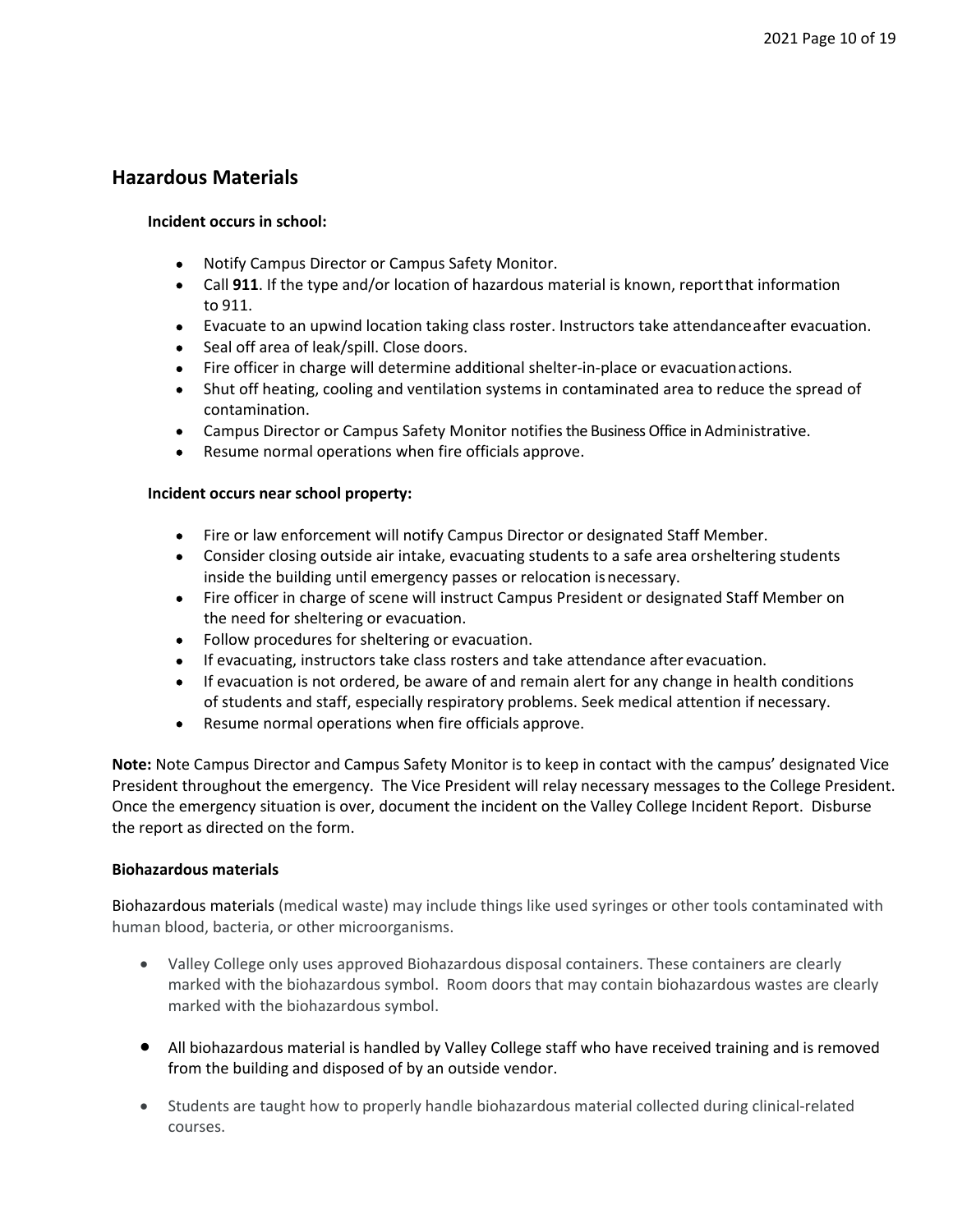## Hazardous Materials

**Incident occurs in school:**

- Notify Campus Director or Campus Safety Monitor.
- Call **911**. If the type and/or location of hazardous material is known, report that information to 911.
- Evacuate to an upwind location taking class roster. Instructors take attendance after evacuation.
- Seal off area of leak/spill. Close doors.
- Fire officer in charge will determine additional shelter-in-place or evacuation actions.
- Shut off heating, cooling and ventilation systems in contaminated area to reduce the spread of contamination.
- Campus Director or Campus Safety Monitor notifies the Business Office in Administrative.
- Resume normal operations when fire officials approve.

**Incident occurs near school property:**

- Fire or law enforcement will notify Campus Director or designated Staff Member.
- Consider closing outside air intake, evacuating students to a safe area or sheltering students inside the building until emergency passes or relocation is necessary.
- Fire officer in charge of scene will instruct Campus President or designated Staff Member on the need for sheltering or evacuation.
- Follow procedures for sheltering or evacuation.
- If evacuating, instructors take class rosters and take attendance after evacuation.
- If evacuation is not ordered, be aware of and remain alert for any change in health conditions of students and staff, especially respiratory problems. Seek medical attention if necessary.
- Resume normal operations when fire officials approve.

**Note:** Note Campus Director and Campus Safety Monitor is to keep in contact with the campus' designated Vice President throughout the emergency. The Vice President will relay necessary messages to the College President. Once the emergency situation is over, document the incident on the Valley College Incident Report. Disburse the report as directed on the form.

**Biohazardous materials**

Biohazardous materials (medical waste) may include things like used syringes or other tools contaminated with human blood, bacteria, or other microorganisms.

- Valley College only uses approved Biohazardous disposal containers. These containers are clearly marked with the biohazardous symbol. Room doors that may contain biohazardous wastes are clearly marked with the biohazardous symbol.
- All biohazardous material is handled by Valley College staff who have received training and is removed from the building and disposed of by an outside vendor.
- Students are taught how to properly handle biohazardous material collected during clinical-related courses.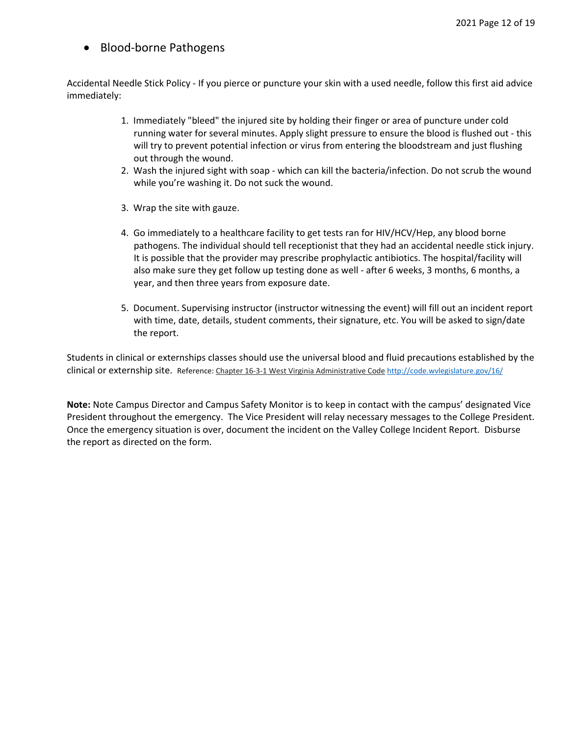- Blood-borne Pathogens

Accidental Needle Stick Policy - If you pierce or puncture your skin with a used needle, follow this first aid advice immediately:

1. Immediately "bleed" the injured site by holding their finger or area of puncture under cold running water for several minutes. Apply slight pressure to ensure the blood is flushed out - this will try to prevent potential infection or virus from entering the bloodstream and just flushing out through the wound.
2. Wash the injured sight with soap - which can kill the bacteria/infection. Do not scrub the wound while you're washing it. Do not suck the wound.
3. Wrap the site with gauze.
4. Go immediately to a healthcare facility to get tests ran for HIV/HCV/Hep, any blood borne pathogens. The individual should tell receptionist that they had an accidental needle stick injury. It is possible that the provider may prescribe prophylactic antibiotics. The hospital/facility will also make sure they get follow up testing done as well - after 6 weeks, 3 months, 6 months, a year, and then three years from exposure date.
5. Document. Supervising instructor (instructor witnessing the event) will fill out an incident report with time, date, details, student comments, their signature, etc. You will be asked to sign/date the report.

Students in clinical or externships classes should use the universal blood and fluid precautions established by the clinical or externship site. Reference: Chapter 16-3-1 West Virginia Administrative Code http://code.wvlegislature.gov/16/

**Note:** Note Campus Director and Campus Safety Monitor is to keep in contact with the campus' designated Vice President throughout the emergency. The Vice President will relay necessary messages to the College President. Once the emergency situation is over, document the incident on the Valley College Incident Report. Disburse the report as directed on the form.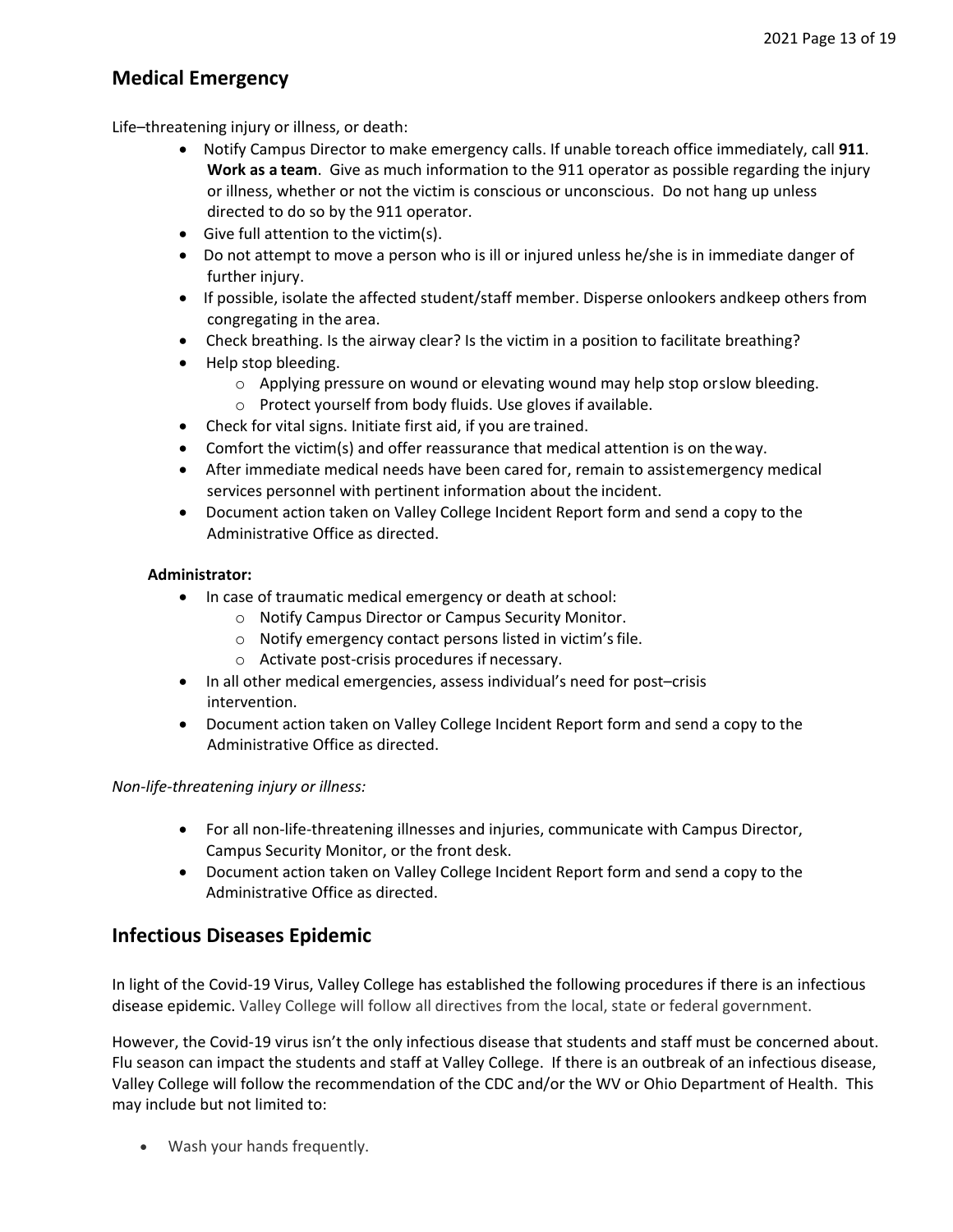## Medical Emergency

Life–threatening injury or illness, or death:

- Notify Campus Director to make emergency calls. If unable toreach office immediately, call **911**. **Work as a team**. Give as much information to the 911 operator as possible regarding the injury or illness, whether or not the victim is conscious or unconscious. Do not hang up unless directed to do so by the 911 operator.
- Give full attention to the victim(s).
- Do not attempt to move a person who is ill or injured unless he/she is in immediate danger of further injury.
- If possible, isolate the affected student/staff member. Disperse onlookers andkeep others from congregating in the area.
- Check breathing. Is the airway clear? Is the victim in a position to facilitate breathing?
- Help stop bleeding.
    - Applying pressure on wound or elevating wound may help stop orslow bleeding.
    - Protect yourself from body fluids. Use gloves if available.
- Check for vital signs. Initiate first aid, if you are trained.
- Comfort the victim(s) and offer reassurance that medical attention is on theway.
- After immediate medical needs have been cared for, remain to assistemergency medical services personnel with pertinent information about the incident.
- Document action taken on Valley College Incident Report form and send a copy to the Administrative Office as directed.

**Administrator:**

- In case of traumatic medical emergency or death at school:
    - Notify Campus Director or Campus Security Monitor.
    - Notify emergency contact persons listed in victim's file.
    - Activate post-crisis procedures if necessary.
- In all other medical emergencies, assess individual's need for post–crisis intervention.
- Document action taken on Valley College Incident Report form and send a copy to the Administrative Office as directed.

*Non-life-threatening injury or illness:*

- For all non-life-threatening illnesses and injuries, communicate with Campus Director, Campus Security Monitor, or the front desk.
- Document action taken on Valley College Incident Report form and send a copy to the Administrative Office as directed.

## Infectious Diseases Epidemic

In light of the Covid-19 Virus, Valley College has established the following procedures if there is an infectious disease epidemic. Valley College will follow all directives from the local, state or federal government.

However, the Covid-19 virus isn't the only infectious disease that students and staff must be concerned about. Flu season can impact the students and staff at Valley College. If there is an outbreak of an infectious disease, Valley College will follow the recommendation of the CDC and/or the WV or Ohio Department of Health. This may include but not limited to:

- Wash your hands frequently.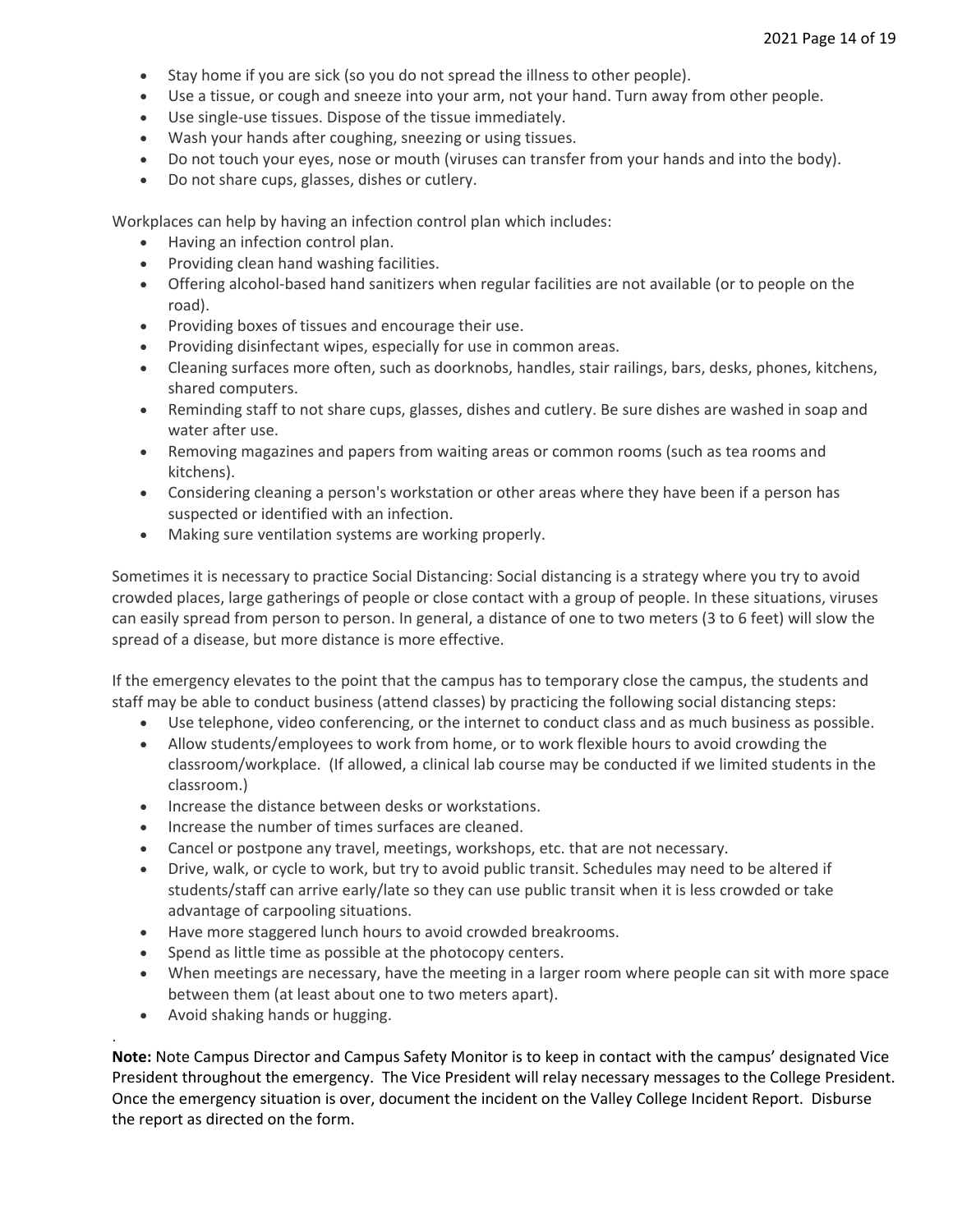- Stay home if you are sick (so you do not spread the illness to other people).
- Use a tissue, or cough and sneeze into your arm, not your hand. Turn away from other people.
- Use single-use tissues. Dispose of the tissue immediately.
- Wash your hands after coughing, sneezing or using tissues.
- Do not touch your eyes, nose or mouth (viruses can transfer from your hands and into the body).
- Do not share cups, glasses, dishes or cutlery.

Workplaces can help by having an infection control plan which includes:

- Having an infection control plan.
- Providing clean hand washing facilities.
- Offering alcohol-based hand sanitizers when regular facilities are not available (or to people on the road).
- Providing boxes of tissues and encourage their use.
- Providing disinfectant wipes, especially for use in common areas.
- Cleaning surfaces more often, such as doorknobs, handles, stair railings, bars, desks, phones, kitchens, shared computers.
- Reminding staff to not share cups, glasses, dishes and cutlery. Be sure dishes are washed in soap and water after use.
- Removing magazines and papers from waiting areas or common rooms (such as tea rooms and kitchens).
- Considering cleaning a person's workstation or other areas where they have been if a person has suspected or identified with an infection.
- Making sure ventilation systems are working properly.

Sometimes it is necessary to practice Social Distancing: Social distancing is a strategy where you try to avoid crowded places, large gatherings of people or close contact with a group of people. In these situations, viruses can easily spread from person to person. In general, a distance of one to two meters (3 to 6 feet) will slow the spread of a disease, but more distance is more effective.

If the emergency elevates to the point that the campus has to temporary close the campus, the students and staff may be able to conduct business (attend classes) by practicing the following social distancing steps:

- Use telephone, video conferencing, or the internet to conduct class and as much business as possible.
- Allow students/employees to work from home, or to work flexible hours to avoid crowding the classroom/workplace. (If allowed, a clinical lab course may be conducted if we limited students in the classroom.)
- Increase the distance between desks or workstations.
- Increase the number of times surfaces are cleaned.
- Cancel or postpone any travel, meetings, workshops, etc. that are not necessary.
- Drive, walk, or cycle to work, but try to avoid public transit. Schedules may need to be altered if students/staff can arrive early/late so they can use public transit when it is less crowded or take advantage of carpooling situations.
- Have more staggered lunch hours to avoid crowded breakrooms.
- Spend as little time as possible at the photocopy centers.
- When meetings are necessary, have the meeting in a larger room where people can sit with more space between them (at least about one to two meters apart).
- Avoid shaking hands or hugging.

.

**Note:** Note Campus Director and Campus Safety Monitor is to keep in contact with the campus' designated Vice President throughout the emergency. The Vice President will relay necessary messages to the College President. Once the emergency situation is over, document the incident on the Valley College Incident Report. Disburse the report as directed on the form.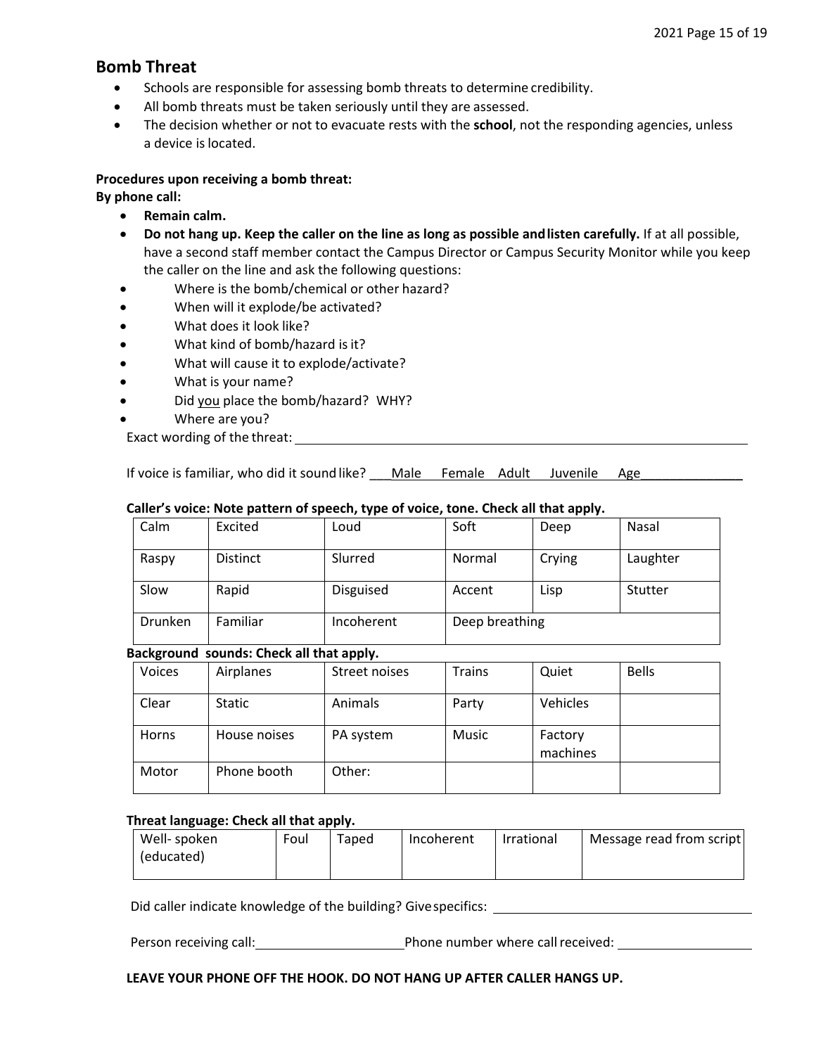## Bomb Threat

- Schools are responsible for assessing bomb threats to determine credibility.
- All bomb threats must be taken seriously until they are assessed.
- The decision whether or not to evacuate rests with the **school**, not the responding agencies, unless a device is located.

**Procedures upon receiving a bomb threat:**

**By phone call:**

- **Remain calm.**
- **Do not hang up. Keep the caller on the line as long as possible and listen carefully.** If at all possible, have a second staff member contact the Campus Director or Campus Security Monitor while you keep the caller on the line and ask the following questions:
- Where is the bomb/chemical or other hazard?
- When will it explode/be activated?
- What does it look like?
- What kind of bomb/hazard is it?
- What will cause it to explode/activate?
- What is your name?
- Did you place the bomb/hazard? WHY?
- Where are you?

Exact wording of the threat: ______________________________________________

If voice is familiar, who did it sound like? ___Male Female Adult Juvenile Age______________

**Caller's voice: Note pattern of speech, type of voice, tone. Check all that apply.**

| Calm | Excited | Loud | Soft | Deep | Nasal |
|---|---|---|---|---|---|
| Raspy | Distinct | Slurred | Normal | Crying | Laughter |
| Slow | Rapid | Disguised | Accent | Lisp | Stutter |
| Drunken | Familiar | Incoherent | Deep breathing | | |

**Background sounds: Check all that apply.**

| Voices | Airplanes | Street noises | Trains | Quiet | Bells |
|---|---|---|---|---|---|
| Clear | Static | Animals | Party | Vehicles | |
| Horns | House noises | PA system | Music | Factory machines | |
| Motor | Phone booth | Other: | | | |

**Threat language: Check all that apply.**

| Well- spoken (educated) | Foul | Taped | Incoherent | Irrational | Message read from script |
|---|---|---|---|---|---|

Did caller indicate knowledge of the building? Give specifics: ______________________________

Person receiving call: ____________________ Phone number where call received: ________________

**LEAVE YOUR PHONE OFF THE HOOK. DO NOT HANG UP AFTER CALLER HANGS UP.**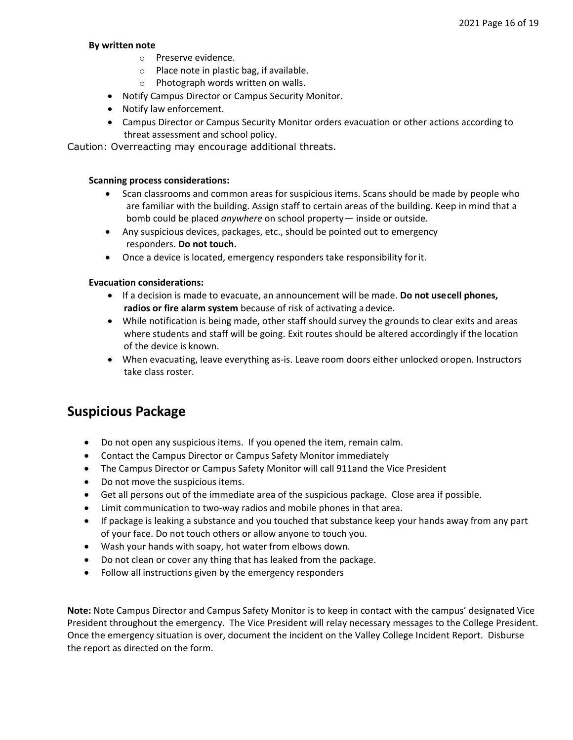**By written note**

- Preserve evidence.
- Place note in plastic bag, if available.
- Photograph words written on walls.

- Notify Campus Director or Campus Security Monitor.
- Notify law enforcement.
- Campus Director or Campus Security Monitor orders evacuation or other actions according to threat assessment and school policy.

Caution: Overreacting may encourage additional threats.

**Scanning process considerations:**

- Scan classrooms and common areas for suspicious items. Scans should be made by people who are familiar with the building. Assign staff to certain areas of the building. Keep in mind that a bomb could be placed *anywhere* on school property— inside or outside.
- Any suspicious devices, packages, etc., should be pointed out to emergency responders. **Do not touch.**
- Once a device is located, emergency responders take responsibility for it.

**Evacuation considerations:**

- If a decision is made to evacuate, an announcement will be made. **Do not use cell phones, radios or fire alarm system** because of risk of activating a device.
- While notification is being made, other staff should survey the grounds to clear exits and areas where students and staff will be going. Exit routes should be altered accordingly if the location of the device is known.
- When evacuating, leave everything as-is. Leave room doors either unlocked or open. Instructors take class roster.

## Suspicious Package

- Do not open any suspicious items. If you opened the item, remain calm.
- Contact the Campus Director or Campus Safety Monitor immediately
- The Campus Director or Campus Safety Monitor will call 911and the Vice President
- Do not move the suspicious items.
- Get all persons out of the immediate area of the suspicious package. Close area if possible.
- Limit communication to two-way radios and mobile phones in that area.
- If package is leaking a substance and you touched that substance keep your hands away from any part of your face. Do not touch others or allow anyone to touch you.
- Wash your hands with soapy, hot water from elbows down.
- Do not clean or cover any thing that has leaked from the package.
- Follow all instructions given by the emergency responders

**Note:** Note Campus Director and Campus Safety Monitor is to keep in contact with the campus' designated Vice President throughout the emergency. The Vice President will relay necessary messages to the College President. Once the emergency situation is over, document the incident on the Valley College Incident Report. Disburse the report as directed on the form.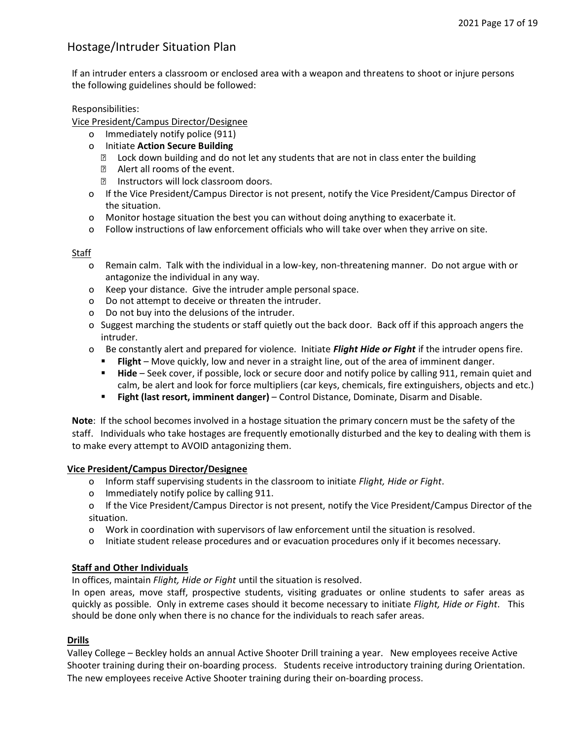## Hostage/Intruder Situation Plan

If an intruder enters a classroom or enclosed area with a weapon and threatens to shoot or injure persons the following guidelines should be followed:

Responsibilities:

Vice President/Campus Director/Designee

- Immediately notify police (911)
- Initiate **Action Secure Building**
  - Lock down building and do not let any students that are not in class enter the building
  - Alert all rooms of the event.
  - Instructors will lock classroom doors.
- If the Vice President/Campus Director is not present, notify the Vice President/Campus Director of the situation.
- Monitor hostage situation the best you can without doing anything to exacerbate it.
- Follow instructions of law enforcement officials who will take over when they arrive on site.

Staff

- Remain calm. Talk with the individual in a low-key, non-threatening manner. Do not argue with or antagonize the individual in any way.
- Keep your distance. Give the intruder ample personal space.
- Do not attempt to deceive or threaten the intruder.
- Do not buy into the delusions of the intruder.
- Suggest marching the students or staff quietly out the back door. Back off if this approach angers the intruder.
- Be constantly alert and prepared for violence. Initiate ***Flight Hide or Fight*** if the intruder opens fire.
  - **Flight** – Move quickly, low and never in a straight line, out of the area of imminent danger.
  - **Hide** – Seek cover, if possible, lock or secure door and notify police by calling 911, remain quiet and calm, be alert and look for force multipliers (car keys, chemicals, fire extinguishers, objects and etc.)
  - **Fight (last resort, imminent danger)** – Control Distance, Dominate, Disarm and Disable.

**Note**: If the school becomes involved in a hostage situation the primary concern must be the safety of the staff. Individuals who take hostages are frequently emotionally disturbed and the key to dealing with them is to make every attempt to AVOID antagonizing them.

**Vice President/Campus Director/Designee**

- Inform staff supervising students in the classroom to initiate *Flight, Hide or Fight*.
- Immediately notify police by calling 911.
- If the Vice President/Campus Director is not present, notify the Vice President/Campus Director of the situation.
- Work in coordination with supervisors of law enforcement until the situation is resolved.
- Initiate student release procedures and or evacuation procedures only if it becomes necessary.

**Staff and Other Individuals**

In offices, maintain *Flight, Hide or Fight* until the situation is resolved.

In open areas, move staff, prospective students, visiting graduates or online students to safer areas as quickly as possible. Only in extreme cases should it become necessary to initiate *Flight, Hide or Fight*. This should be done only when there is no chance for the individuals to reach safer areas.

**Drills**

Valley College – Beckley holds an annual Active Shooter Drill training a year. New employees receive Active Shooter training during their on-boarding process. Students receive introductory training during Orientation. The new employees receive Active Shooter training during their on-boarding process.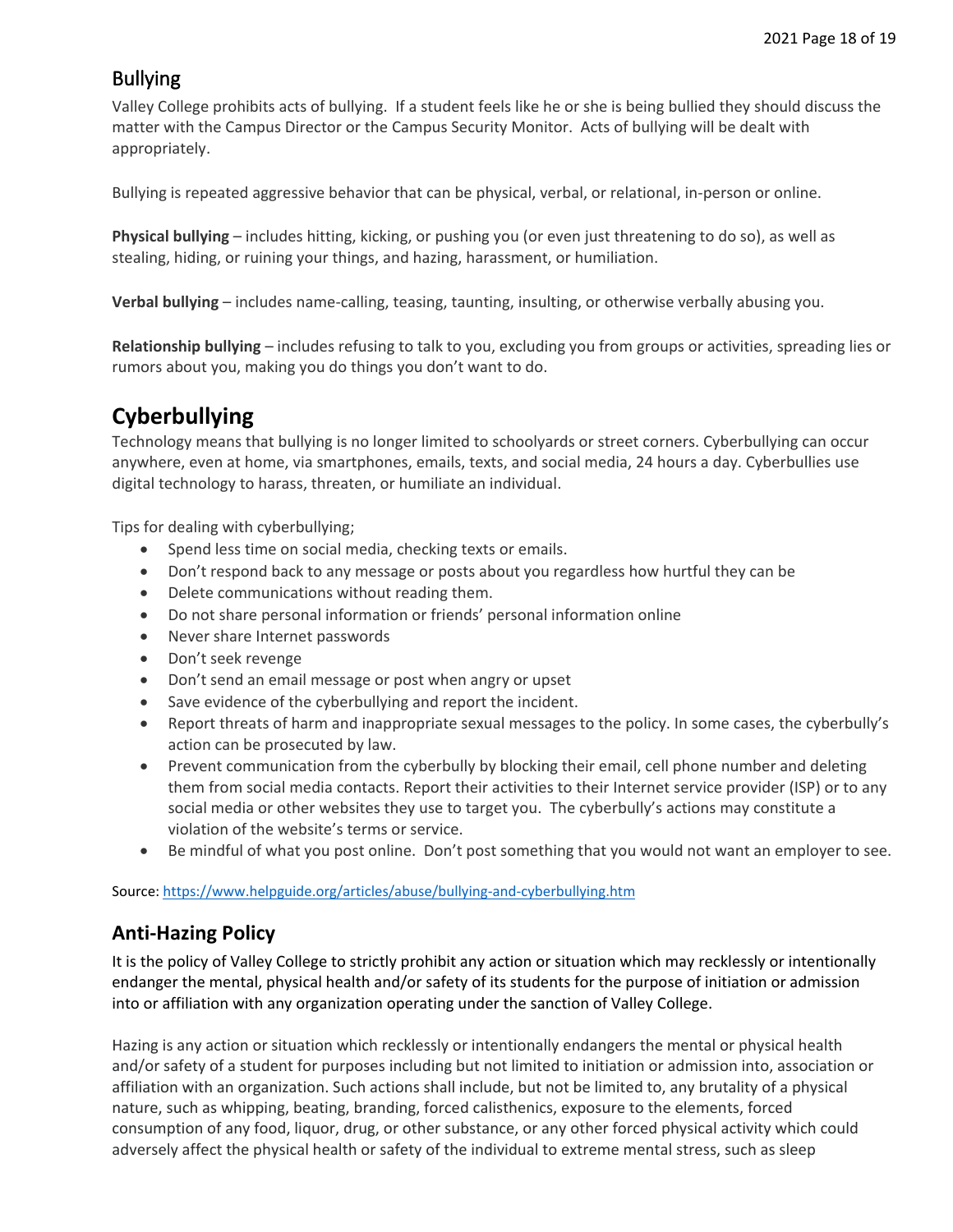## Bullying

Valley College prohibits acts of bullying. If a student feels like he or she is being bullied they should discuss the matter with the Campus Director or the Campus Security Monitor. Acts of bullying will be dealt with appropriately.

Bullying is repeated aggressive behavior that can be physical, verbal, or relational, in-person or online.

**Physical bullying** – includes hitting, kicking, or pushing you (or even just threatening to do so), as well as stealing, hiding, or ruining your things, and hazing, harassment, or humiliation.

**Verbal bullying** – includes name-calling, teasing, taunting, insulting, or otherwise verbally abusing you.

**Relationship bullying** – includes refusing to talk to you, excluding you from groups or activities, spreading lies or rumors about you, making you do things you don't want to do.

# Cyberbullying

Technology means that bullying is no longer limited to schoolyards or street corners. Cyberbullying can occur anywhere, even at home, via smartphones, emails, texts, and social media, 24 hours a day. Cyberbullies use digital technology to harass, threaten, or humiliate an individual.

Tips for dealing with cyberbullying;

- Spend less time on social media, checking texts or emails.
- Don't respond back to any message or posts about you regardless how hurtful they can be
- Delete communications without reading them.
- Do not share personal information or friends' personal information online
- Never share Internet passwords
- Don't seek revenge
- Don't send an email message or post when angry or upset
- Save evidence of the cyberbullying and report the incident.
- Report threats of harm and inappropriate sexual messages to the policy. In some cases, the cyberbully's action can be prosecuted by law.
- Prevent communication from the cyberbully by blocking their email, cell phone number and deleting them from social media contacts. Report their activities to their Internet service provider (ISP) or to any social media or other websites they use to target you. The cyberbully's actions may constitute a violation of the website's terms or service.
- Be mindful of what you post online. Don't post something that you would not want an employer to see.

Source: https://www.helpguide.org/articles/abuse/bullying-and-cyberbullying.htm

## Anti-Hazing Policy

It is the policy of Valley College to strictly prohibit any action or situation which may recklessly or intentionally endanger the mental, physical health and/or safety of its students for the purpose of initiation or admission into or affiliation with any organization operating under the sanction of Valley College.

Hazing is any action or situation which recklessly or intentionally endangers the mental or physical health and/or safety of a student for purposes including but not limited to initiation or admission into, association or affiliation with an organization. Such actions shall include, but not be limited to, any brutality of a physical nature, such as whipping, beating, branding, forced calisthenics, exposure to the elements, forced consumption of any food, liquor, drug, or other substance, or any other forced physical activity which could adversely affect the physical health or safety of the individual to extreme mental stress, such as sleep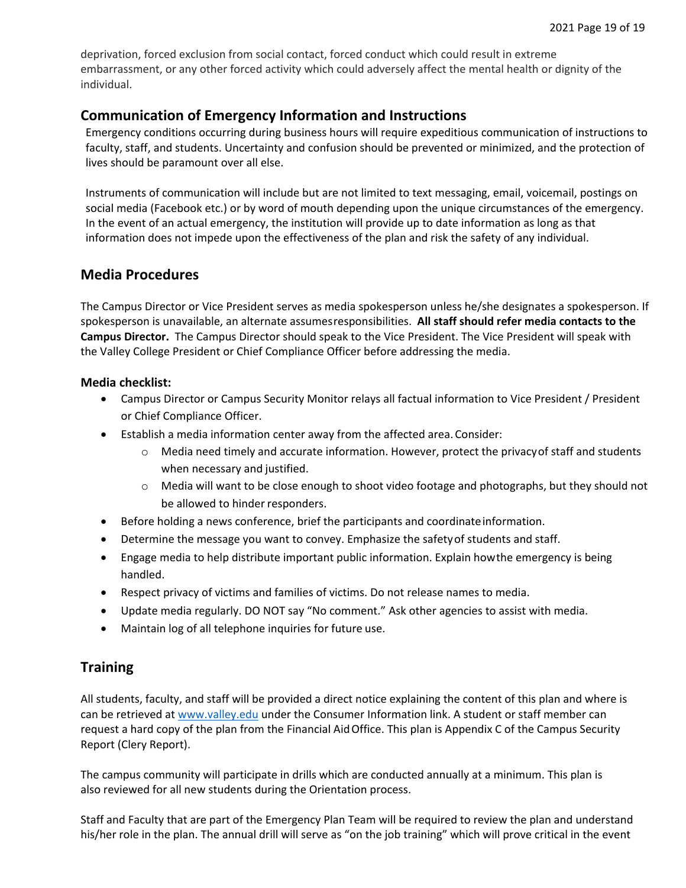deprivation, forced exclusion from social contact, forced conduct which could result in extreme embarrassment, or any other forced activity which could adversely affect the mental health or dignity of the individual.

## Communication of Emergency Information and Instructions

Emergency conditions occurring during business hours will require expeditious communication of instructions to faculty, staff, and students. Uncertainty and confusion should be prevented or minimized, and the protection of lives should be paramount over all else.

Instruments of communication will include but are not limited to text messaging, email, voicemail, postings on social media (Facebook etc.) or by word of mouth depending upon the unique circumstances of the emergency. In the event of an actual emergency, the institution will provide up to date information as long as that information does not impede upon the effectiveness of the plan and risk the safety of any individual.

## Media Procedures

The Campus Director or Vice President serves as media spokesperson unless he/she designates a spokesperson. If spokesperson is unavailable, an alternate assumes responsibilities. **All staff should refer media contacts to the Campus Director.** The Campus Director should speak to the Vice President. The Vice President will speak with the Valley College President or Chief Compliance Officer before addressing the media.

**Media checklist:**

- Campus Director or Campus Security Monitor relays all factual information to Vice President / President or Chief Compliance Officer.
- Establish a media information center away from the affected area. Consider:
  - Media need timely and accurate information. However, protect the privacy of staff and students when necessary and justified.
  - Media will want to be close enough to shoot video footage and photographs, but they should not be allowed to hinder responders.
- Before holding a news conference, brief the participants and coordinate information.
- Determine the message you want to convey. Emphasize the safety of students and staff.
- Engage media to help distribute important public information. Explain how the emergency is being handled.
- Respect privacy of victims and families of victims. Do not release names to media.
- Update media regularly. DO NOT say "No comment." Ask other agencies to assist with media.
- Maintain log of all telephone inquiries for future use.

## Training

All students, faculty, and staff will be provided a direct notice explaining the content of this plan and where is can be retrieved at www.valley.edu under the Consumer Information link. A student or staff member can request a hard copy of the plan from the Financial Aid Office. This plan is Appendix C of the Campus Security Report (Clery Report).

The campus community will participate in drills which are conducted annually at a minimum. This plan is also reviewed for all new students during the Orientation process.

Staff and Faculty that are part of the Emergency Plan Team will be required to review the plan and understand his/her role in the plan. The annual drill will serve as "on the job training" which will prove critical in the event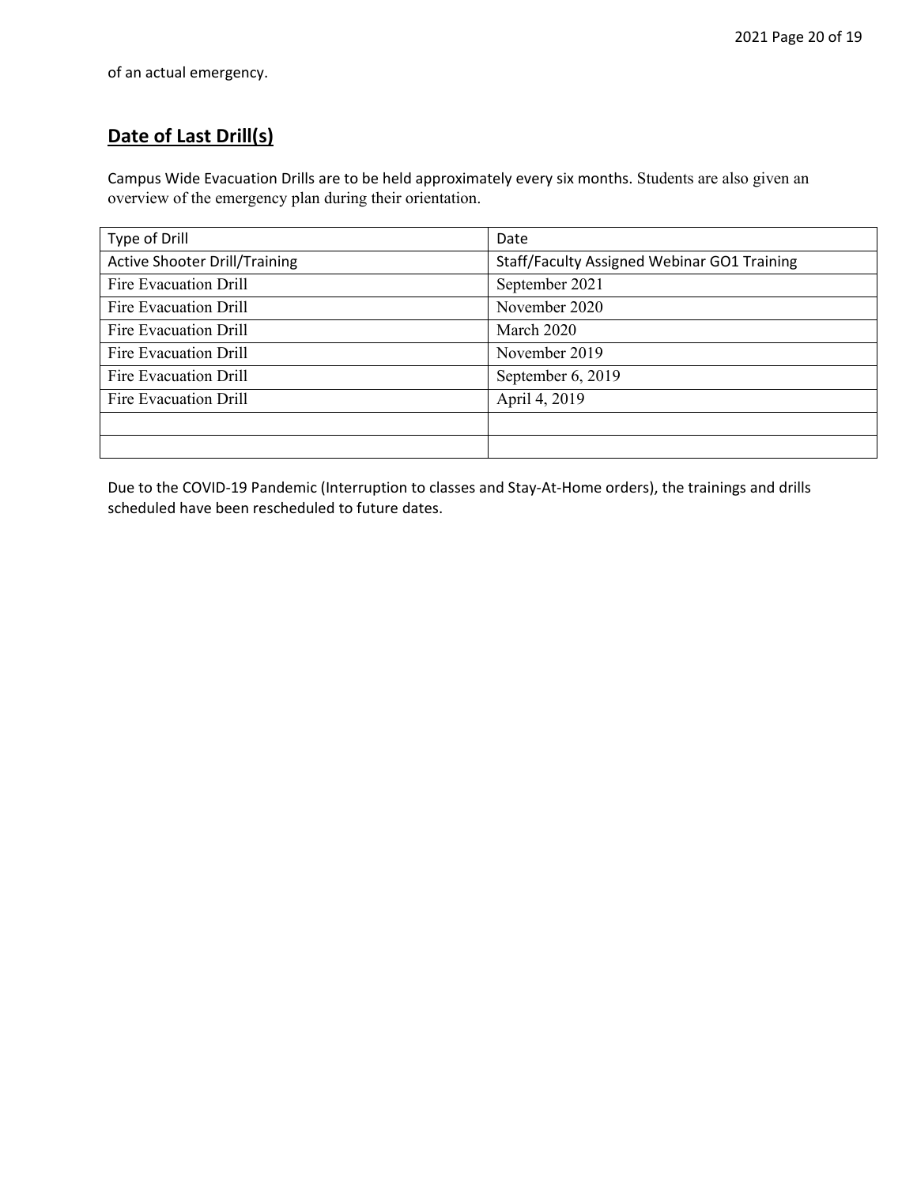of an actual emergency.

## Date of Last Drill(s)

Campus Wide Evacuation Drills are to be held approximately every six months. Students are also given an overview of the emergency plan during their orientation.

| Type of Drill | Date |
|---|---|
| Active Shooter Drill/Training | Staff/Faculty Assigned Webinar GO1 Training |
| Fire Evacuation Drill | September 2021 |
| Fire Evacuation Drill | November 2020 |
| Fire Evacuation Drill | March 2020 |
| Fire Evacuation Drill | November 2019 |
| Fire Evacuation Drill | September 6, 2019 |
| Fire Evacuation Drill | April 4, 2019 |
| | |
| | |

Due to the COVID-19 Pandemic (Interruption to classes and Stay-At-Home orders), the trainings and drills scheduled have been rescheduled to future dates.